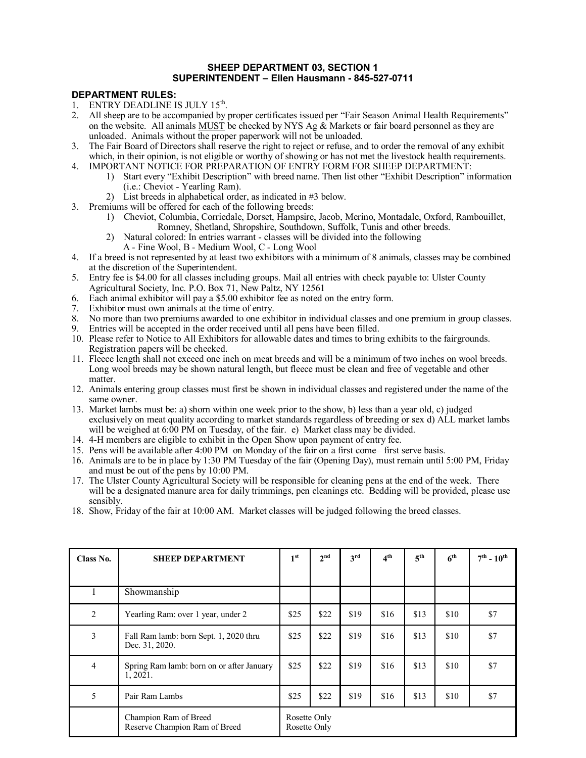## SHEEP DEPARTMENT 03, SECTION 1
## SUPERINTENDENT – Ellen Hausmann - 845-527-0711

**DEPARTMENT RULES:**

1. ENTRY DEADLINE IS JULY 15th.
2. All sheep are to be accompanied by proper certificates issued per "Fair Season Animal Health Requirements" on the website. All animals MUST be checked by NYS Ag & Markets or fair board personnel as they are unloaded. Animals without the proper paperwork will not be unloaded.
3. The Fair Board of Directors shall reserve the right to reject or refuse, and to order the removal of any exhibit which, in their opinion, is not eligible or worthy of showing or has not met the livestock health requirements.
4. IMPORTANT NOTICE FOR PREPARATION OF ENTRY FORM FOR SHEEP DEPARTMENT:
   1) Start every "Exhibit Description" with breed name. Then list other "Exhibit Description" information (i.e.: Cheviot - Yearling Ram).
   2) List breeds in alphabetical order, as indicated in #3 below.
3. Premiums will be offered for each of the following breeds:
   1) Cheviot, Columbia, Corriedale, Dorset, Hampsire, Jacob, Merino, Montadale, Oxford, Rambouillet, Romney, Shetland, Shropshire, Southdown, Suffolk, Tunis and other breeds.
   2) Natural colored: In entries warrant - classes will be divided into the following
      A - Fine Wool, B - Medium Wool, C - Long Wool
4. If a breed is not represented by at least two exhibitors with a minimum of 8 animals, classes may be combined at the discretion of the Superintendent.
5. Entry fee is $4.00 for all classes including groups. Mail all entries with check payable to: Ulster County Agricultural Society, Inc. P.O. Box 71, New Paltz, NY 12561
6. Each animal exhibitor will pay a $5.00 exhibitor fee as noted on the entry form.
7. Exhibitor must own animals at the time of entry.
8. No more than two premiums awarded to one exhibitor in individual classes and one premium in group classes.
9. Entries will be accepted in the order received until all pens have been filled.
10. Please refer to Notice to All Exhibitors for allowable dates and times to bring exhibits to the fairgrounds. Registration papers will be checked.
11. Fleece length shall not exceed one inch on meat breeds and will be a minimum of two inches on wool breeds. Long wool breeds may be shown natural length, but fleece must be clean and free of vegetable and other matter.
12. Animals entering group classes must first be shown in individual classes and registered under the name of the same owner.
13. Market lambs must be: a) shorn within one week prior to the show, b) less than a year old, c) judged exclusively on meat quality according to market standards regardless of breeding or sex d) ALL market lambs will be weighed at 6:00 PM on Tuesday, of the fair. e) Market class may be divided.
14. 4-H members are eligible to exhibit in the Open Show upon payment of entry fee.
15. Pens will be available after 4:00 PM on Monday of the fair on a first come– first serve basis.
16. Animals are to be in place by 1:30 PM Tuesday of the fair (Opening Day), must remain until 5:00 PM, Friday and must be out of the pens by 10:00 PM.
17. The Ulster County Agricultural Society will be responsible for cleaning pens at the end of the week. There will be a designated manure area for daily trimmings, pen cleanings etc. Bedding will be provided, please use sensibly.
18. Show, Friday of the fair at 10:00 AM. Market classes will be judged following the breed classes.

| Class No. | SHEEP DEPARTMENT | 1st | 2nd | 3rd | 4th | 5th | 6th | 7th - 10th |
|---|---|---|---|---|---|---|---|---|
| 1 | Showmanship | | | | | | | |
| 2 | Yearling Ram: over 1 year, under 2 | $25 | $22 | $19 | $16 | $13 | $10 | $7 |
| 3 | Fall Ram lamb: born Sept. 1, 2020 thru Dec. 31, 2020. | $25 | $22 | $19 | $16 | $13 | $10 | $7 |
| 4 | Spring Ram lamb: born on or after January 1, 2021. | $25 | $22 | $19 | $16 | $13 | $10 | $7 |
| 5 | Pair Ram Lambs | $25 | $22 | $19 | $16 | $13 | $10 | $7 |
| | Champion Ram of Breed<br>Reserve Champion Ram of Breed | Rosette Only<br>Rosette Only | | | | | | |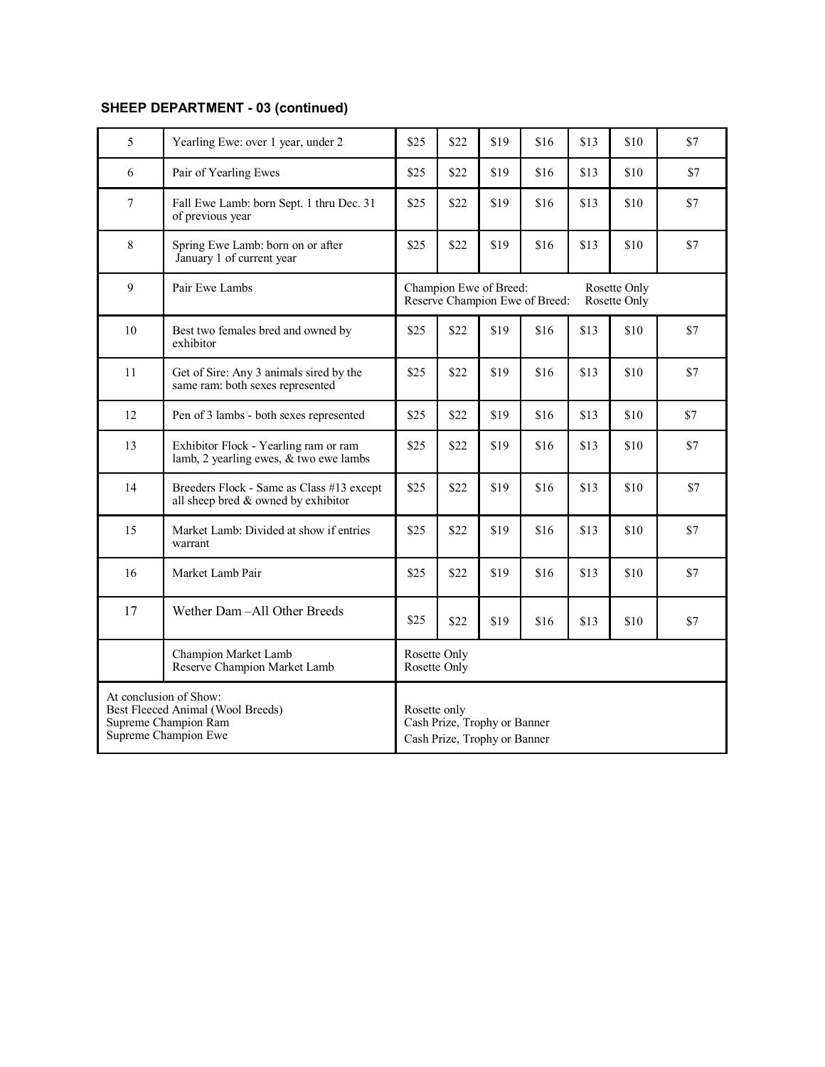### SHEEP DEPARTMENT - 03 (continued)

| | | | | | | | | |
|---|---|---|---|---|---|---|---|---|
| 5 | Yearling Ewe: over 1 year, under 2 | $25 | $22 | $19 | $16 | $13 | $10 | $7 |
| 6 | Pair of Yearling Ewes | $25 | $22 | $19 | $16 | $13 | $10 | $7 |
| 7 | Fall Ewe Lamb: born Sept. 1 thru Dec. 31 of previous year | $25 | $22 | $19 | $16 | $13 | $10 | $7 |
| 8 | Spring Ewe Lamb: born on or after January 1 of current year | $25 | $22 | $19 | $16 | $13 | $10 | $7 |
| 9 | Pair Ewe Lambs | Champion Ewe of Breed: Rosette Only<br>Reserve Champion Ewe of Breed: Rosette Only | | | | | | |
| 10 | Best two females bred and owned by exhibitor | $25 | $22 | $19 | $16 | $13 | $10 | $7 |
| 11 | Get of Sire: Any 3 animals sired by the same ram: both sexes represented | $25 | $22 | $19 | $16 | $13 | $10 | $7 |
| 12 | Pen of 3 lambs - both sexes represented | $25 | $22 | $19 | $16 | $13 | $10 | $7 |
| 13 | Exhibitor Flock - Yearling ram or ram lamb, 2 yearling ewes, & two ewe lambs | $25 | $22 | $19 | $16 | $13 | $10 | $7 |
| 14 | Breeders Flock - Same as Class #13 except all sheep bred & owned by exhibitor | $25 | $22 | $19 | $16 | $13 | $10 | $7 |
| 15 | Market Lamb: Divided at show if entries warrant | $25 | $22 | $19 | $16 | $13 | $10 | $7 |
| 16 | Market Lamb Pair | $25 | $22 | $19 | $16 | $13 | $10 | $7 |
| 17 | Wether Dam –All Other Breeds | $25 | $22 | $19 | $16 | $13 | $10 | $7 |
| | Champion Market Lamb<br>Reserve Champion Market Lamb | Rosette Only<br>Rosette Only | | | | | | |
| At conclusion of Show:<br>Best Fleeced Animal (Wool Breeds)<br>Supreme Champion Ram<br>Supreme Champion Ewe | | Rosette only<br>Cash Prize, Trophy or Banner<br>Cash Prize, Trophy or Banner | | | | | | |